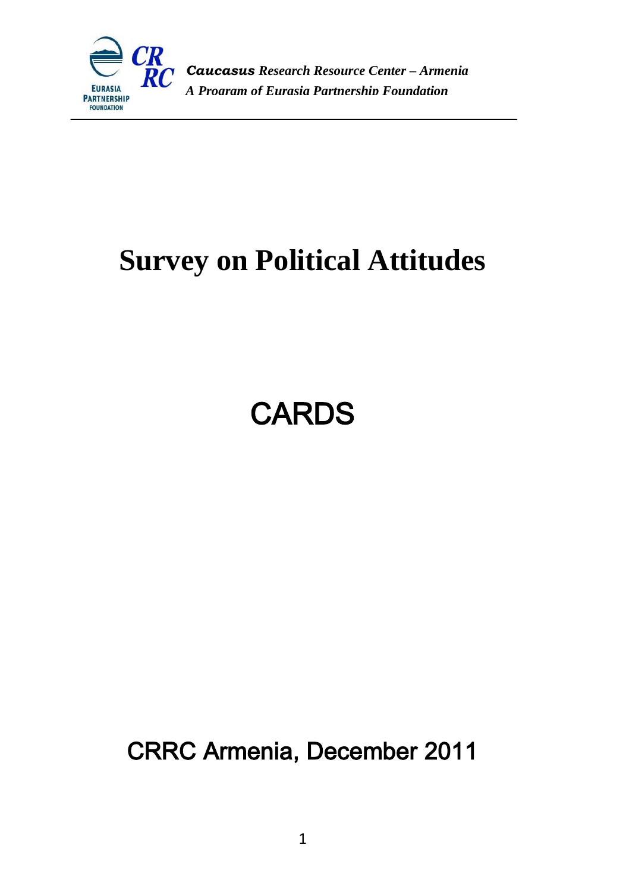***Caucasus** Research Resource Center – Armenia*
*A Program of Eurasia Partnership Foundation*

# Survey on Political Attitudes

# CARDS

## CRRC Armenia, December 2011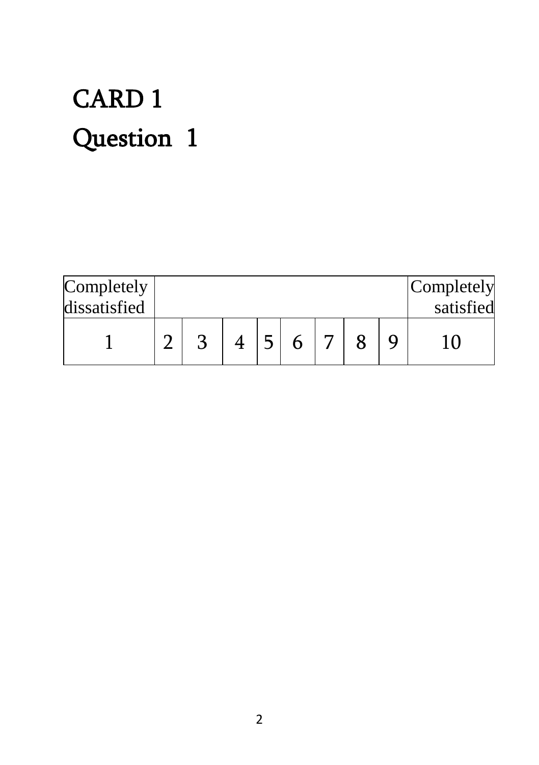# CARD 1

# Question 1

| Completely dissatisfied | | | | | | | | | Completely satisfied |
|---|---|---|---|---|---|---|---|---|---|
| 1 | 2 | 3 | 4 | 5 | 6 | 7 | 8 | 9 | 10 |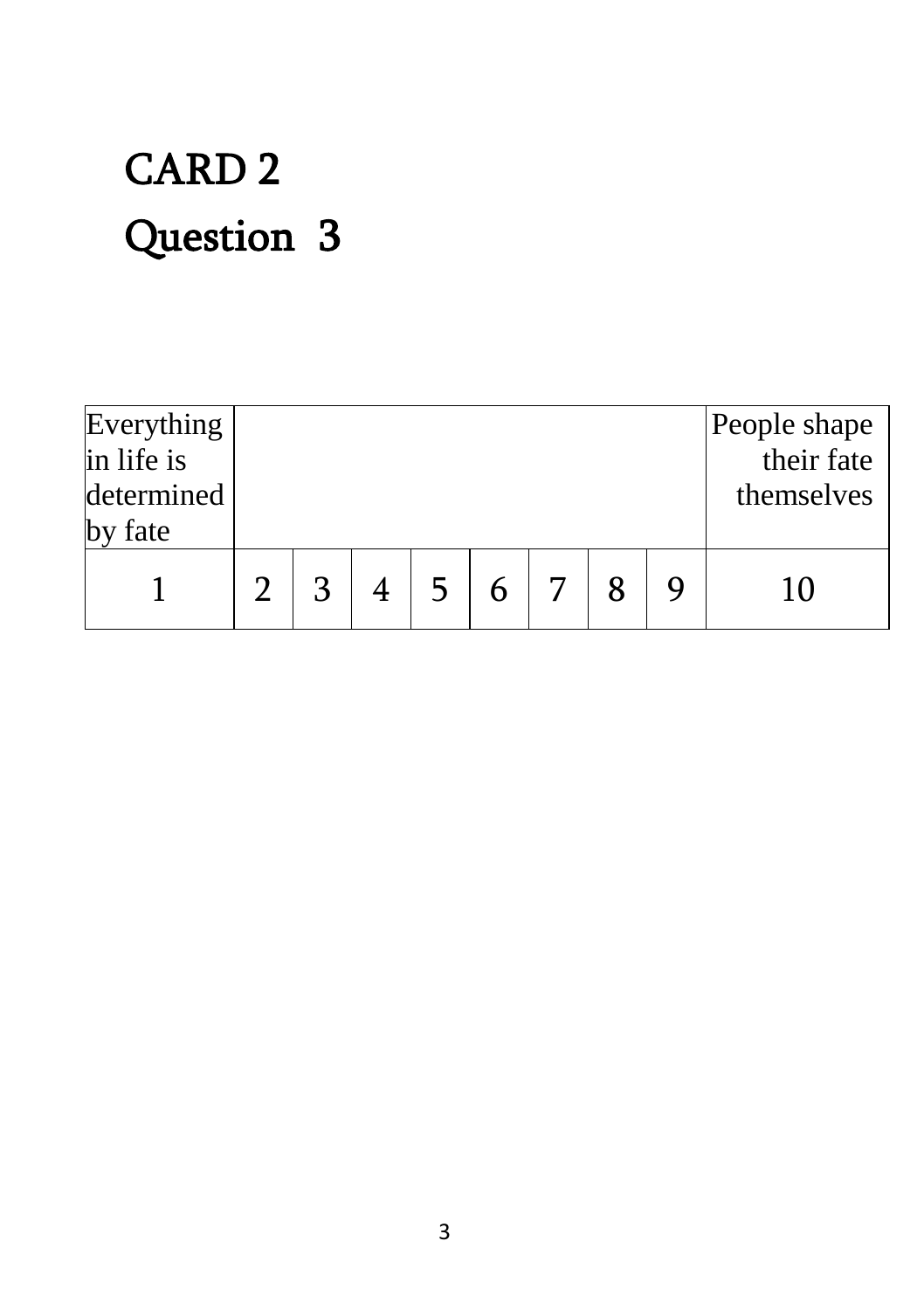# CARD 2

## Question 3

| Everything in life is determined by fate | | | | | | | | | People shape their fate themselves |
|---|---|---|---|---|---|---|---|---|---|
| 1 | 2 | 3 | 4 | 5 | 6 | 7 | 8 | 9 | 10 |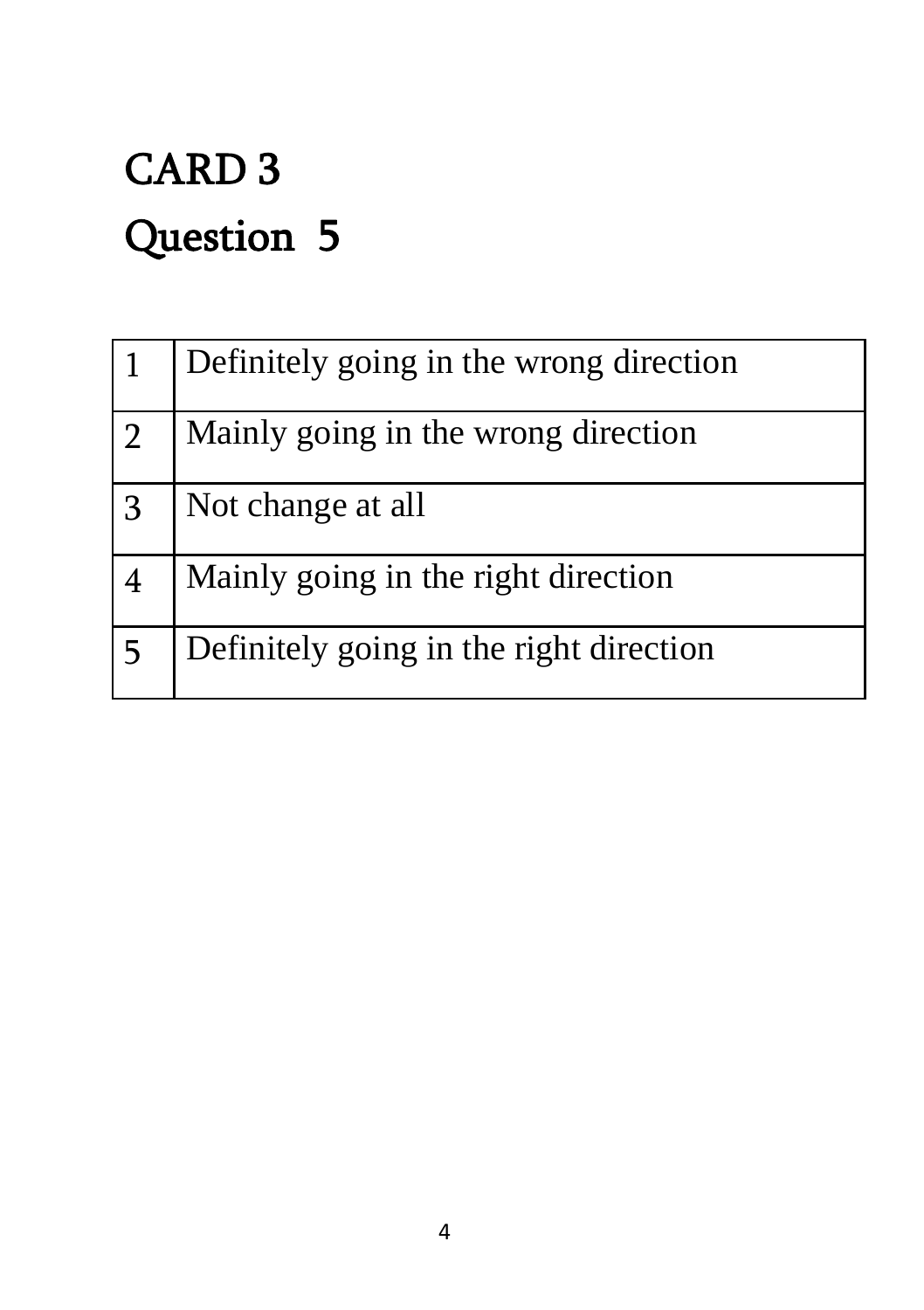# CARD 3

# Question 5

| | |
|---|---|
| 1 | Definitely going in the wrong direction |
| 2 | Mainly going in the wrong direction |
| 3 | Not change at all |
| 4 | Mainly going in the right direction |
| 5 | Definitely going in the right direction |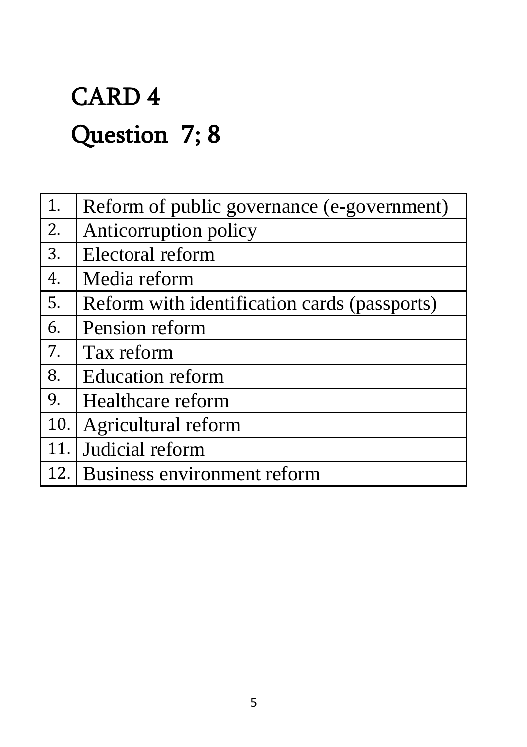# CARD 4

# Question 7; 8

| | |
|---|---|
| 1. | Reform of public governance (e-government) |
| 2. | Anticorruption policy |
| 3. | Electoral reform |
| 4. | Media reform |
| 5. | Reform with identification cards (passports) |
| 6. | Pension reform |
| 7. | Tax reform |
| 8. | Education reform |
| 9. | Healthcare reform |
| 10. | Agricultural reform |
| 11. | Judicial reform |
| 12. | Business environment reform |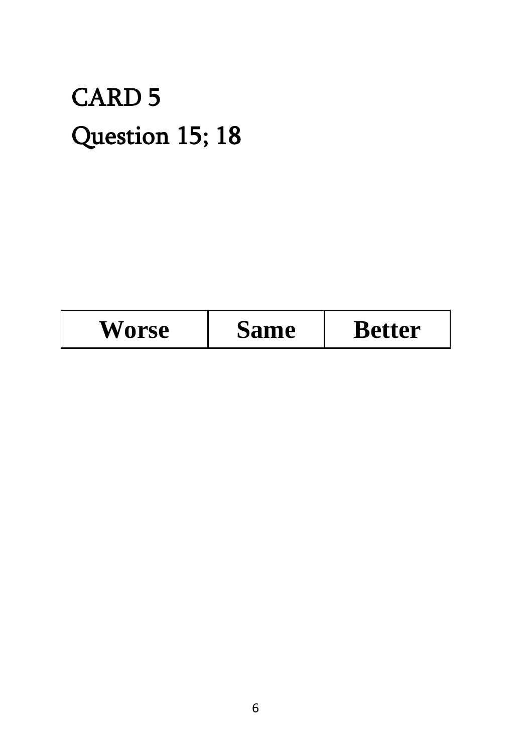# CARD 5

# Question 15; 18

| Worse | Same | Better |
|---|---|---|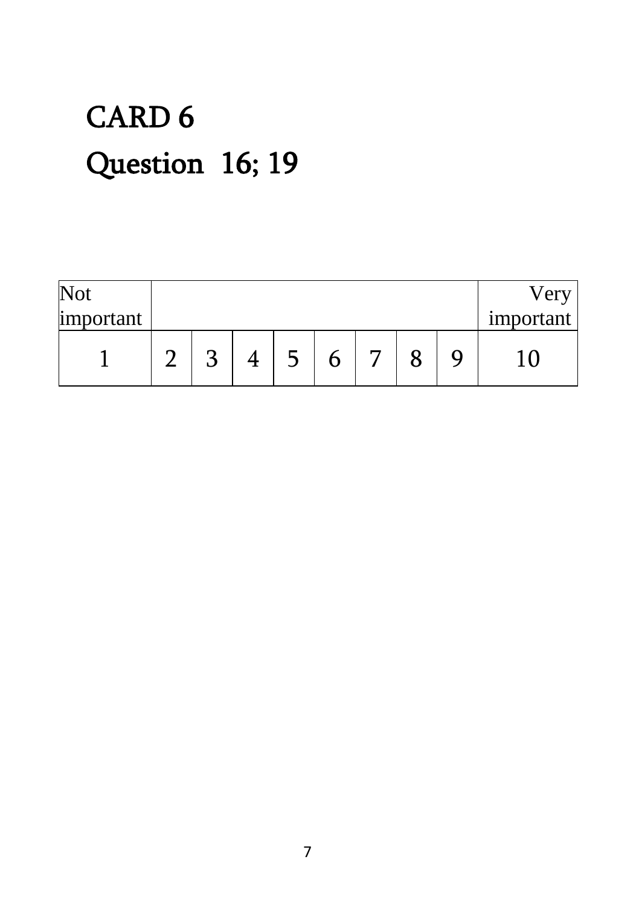# CARD 6

# Question 16; 19

| Not important | | | | | | | | | Very important |
|---|---|---|---|---|---|---|---|---|---|
| 1 | 2 | 3 | 4 | 5 | 6 | 7 | 8 | 9 | 10 |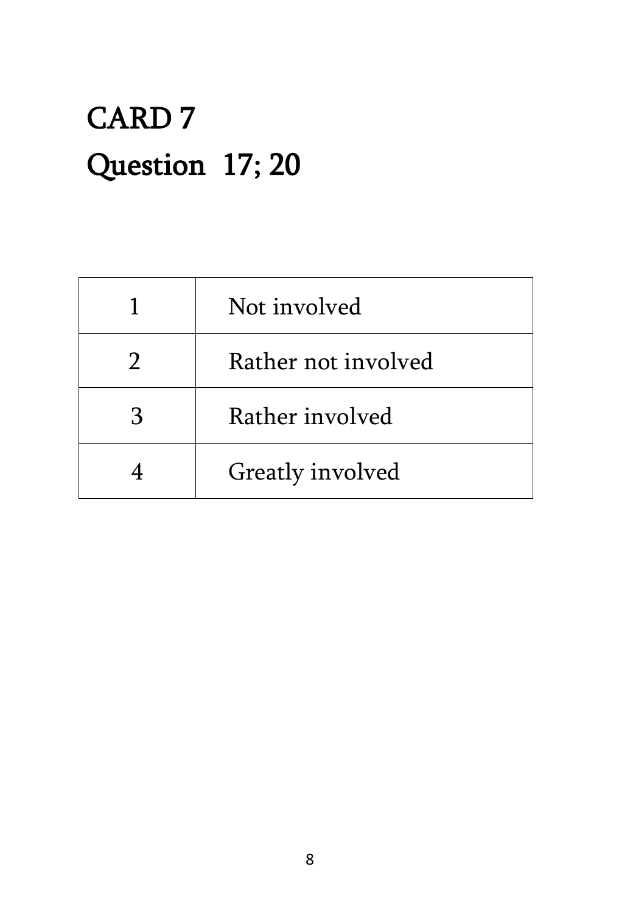# CARD 7

# Question 17; 20

| | |
|---|---|
| 1 | Not involved |
| 2 | Rather not involved |
| 3 | Rather involved |
| 4 | Greatly involved |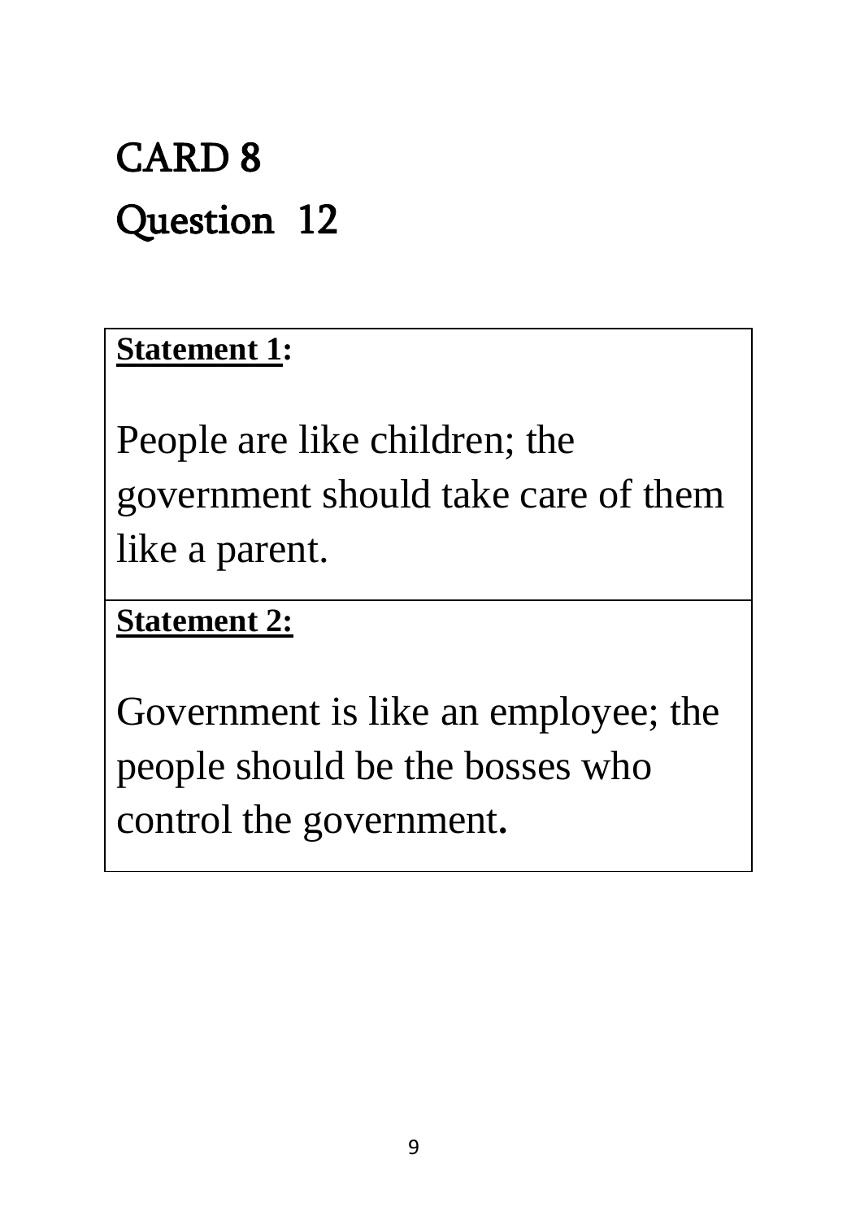# CARD 8

# Question 12

| **Statement 1:**<br><br>People are like children; the government should take care of them like a parent. |
|---|
| **Statement 2:**<br><br>Government is like an employee; the people should be the bosses who control the government. |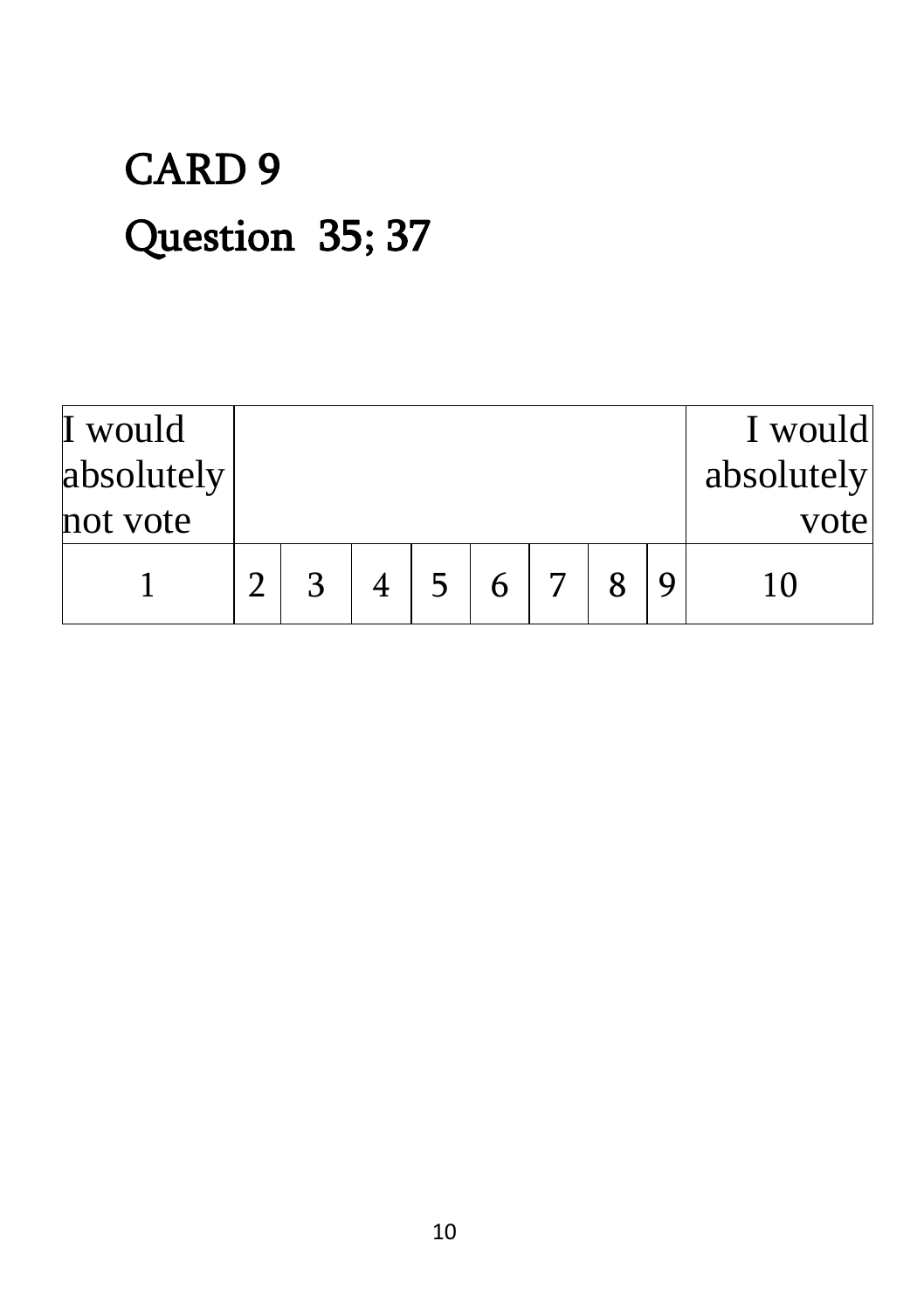# CARD 9

# Question 35; 37

| I would absolutely not vote | | | | | | | | | I would absolutely vote |
|---|---|---|---|---|---|---|---|---|---|
| 1 | 2 | 3 | 4 | 5 | 6 | 7 | 8 | 9 | 10 |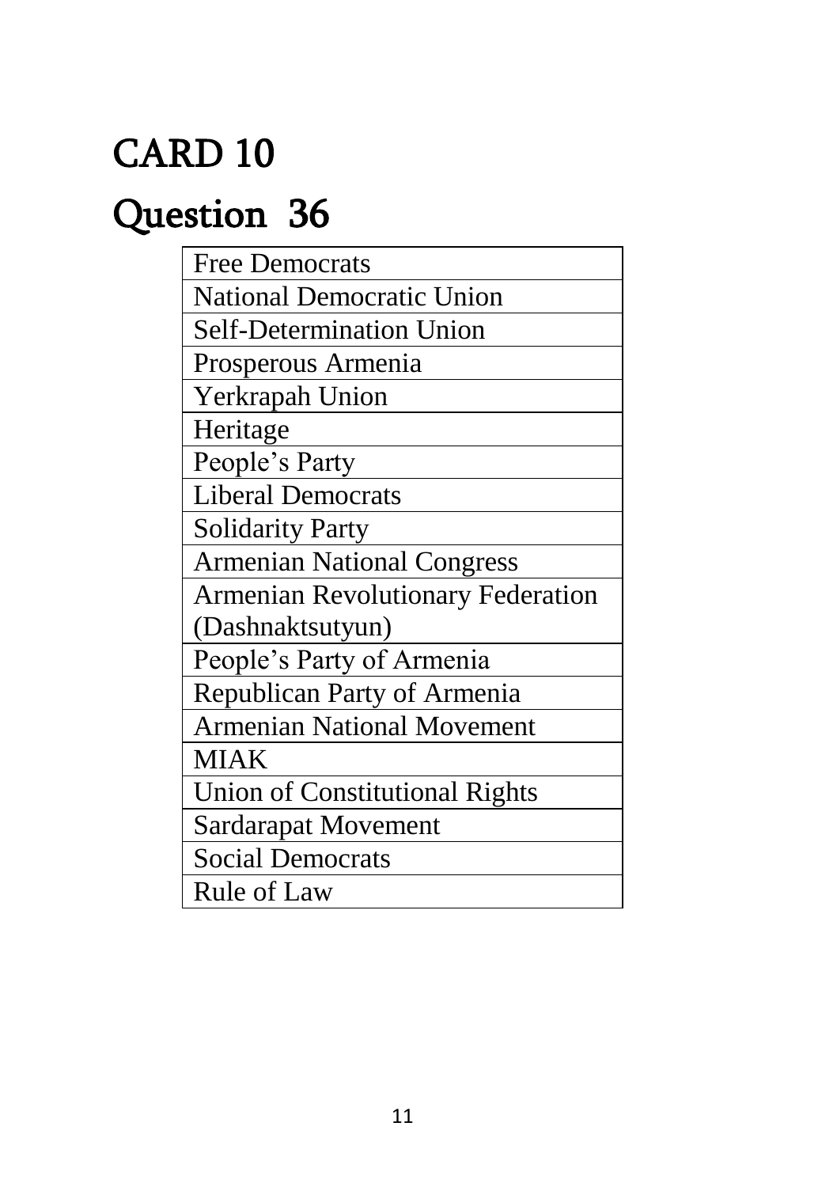# CARD 10

# Question 36

| Free Democrats |
|---|
| National Democratic Union |
| Self-Determination Union |
| Prosperous Armenia |
| Yerkrapah Union |
| Heritage |
| People's Party |
| Liberal Democrats |
| Solidarity Party |
| Armenian National Congress |
| Armenian Revolutionary Federation (Dashnaktsutyun) |
| People's Party of Armenia |
| Republican Party of Armenia |
| Armenian National Movement |
| MIAK |
| Union of Constitutional Rights |
| Sardarapat Movement |
| Social Democrats |
| Rule of Law |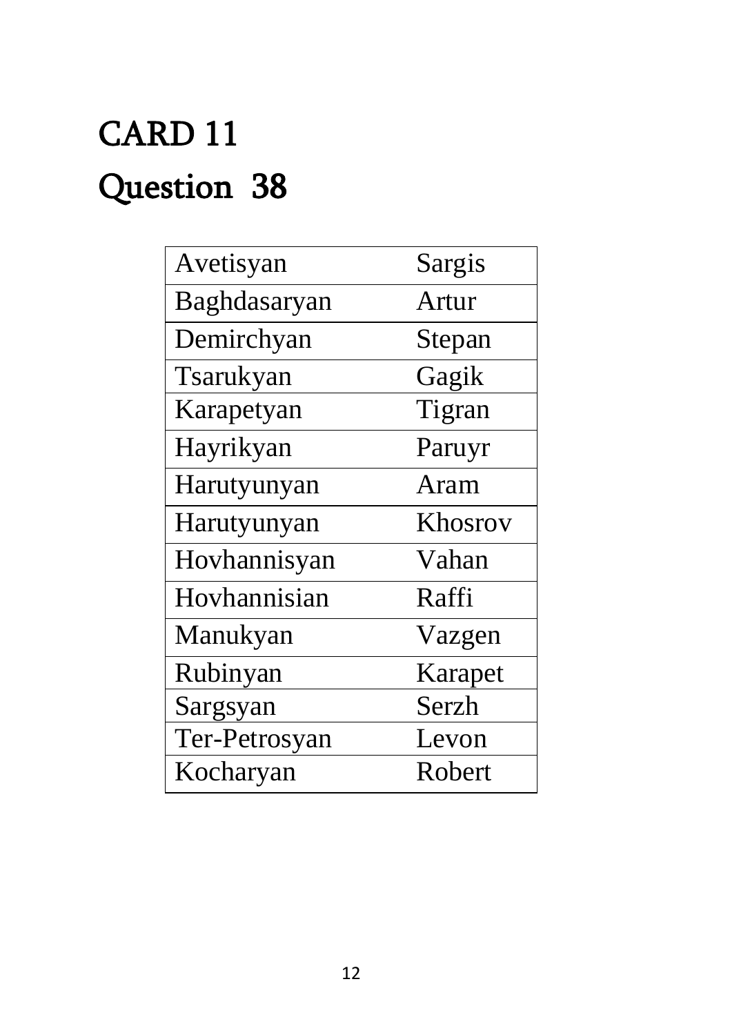# CARD 11

# Question 38

| Avetisyan | Sargis |
|---|---|
| Baghdasaryan | Artur |
| Demirchyan | Stepan |
| Tsarukyan | Gagik |
| Karapetyan | Tigran |
| Hayrikyan | Paruyr |
| Harutyunyan | Aram |
| Harutyunyan | Khosrov |
| Hovhannisyan | Vahan |
| Hovhannisian | Raffi |
| Manukyan | Vazgen |
| Rubinyan | Karapet |
| Sargsyan | Serzh |
| Ter-Petrosyan | Levon |
| Kocharyan | Robert |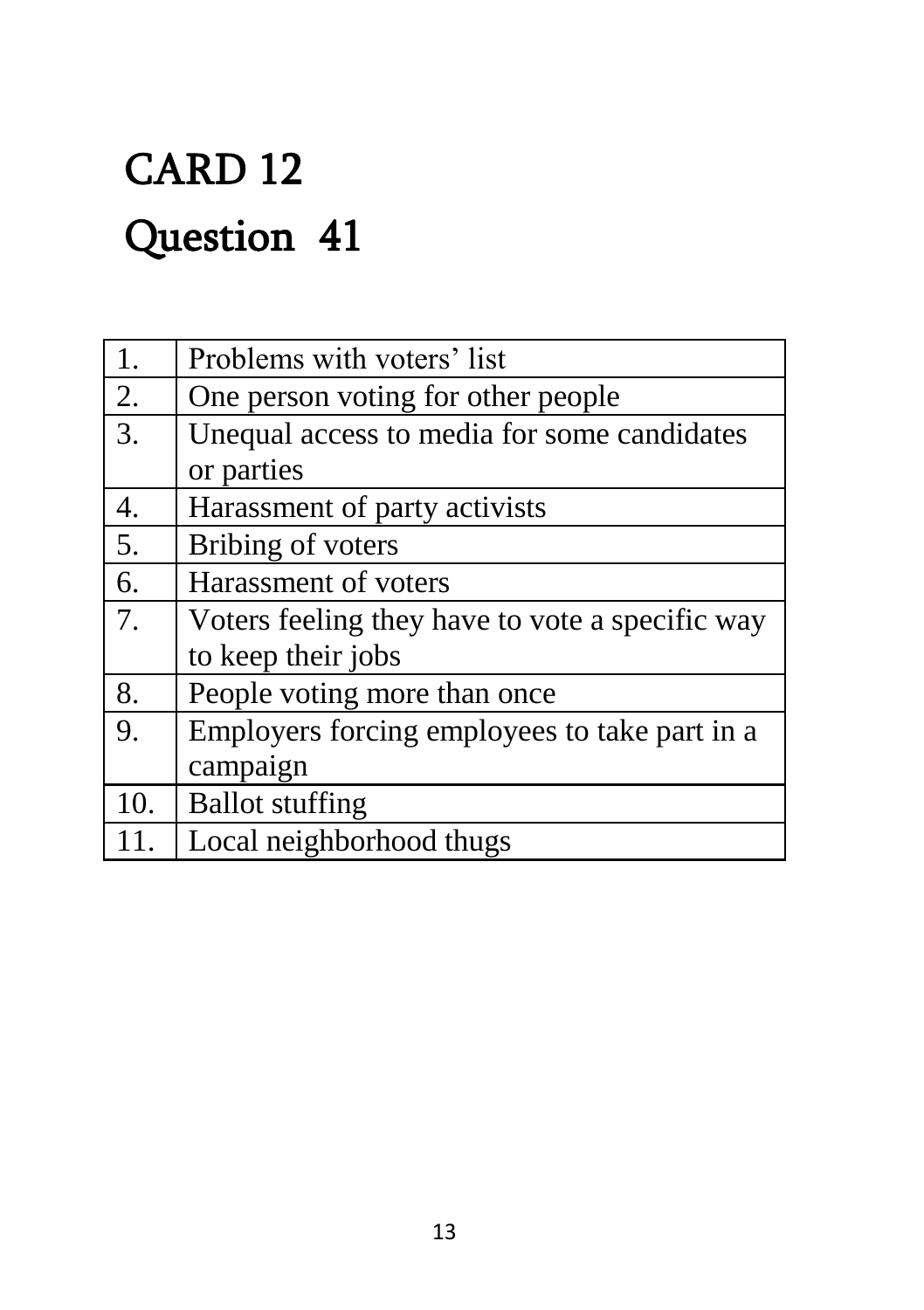# CARD 12

# Question 41

| | |
|---|---|
| 1. | Problems with voters' list |
| 2. | One person voting for other people |
| 3. | Unequal access to media for some candidates or parties |
| 4. | Harassment of party activists |
| 5. | Bribing of voters |
| 6. | Harassment of voters |
| 7. | Voters feeling they have to vote a specific way to keep their jobs |
| 8. | People voting more than once |
| 9. | Employers forcing employees to take part in a campaign |
| 10. | Ballot stuffing |
| 11. | Local neighborhood thugs |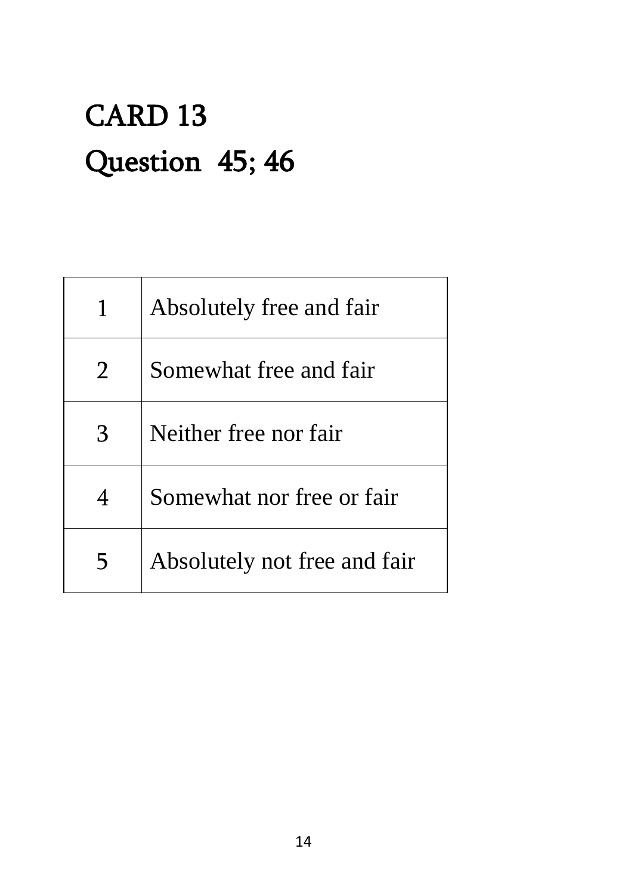# CARD 13

# Question 45; 46

| | |
|---|---|
| 1 | Absolutely free and fair |
| 2 | Somewhat free and fair |
| 3 | Neither free nor fair |
| 4 | Somewhat nor free or fair |
| 5 | Absolutely not free and fair |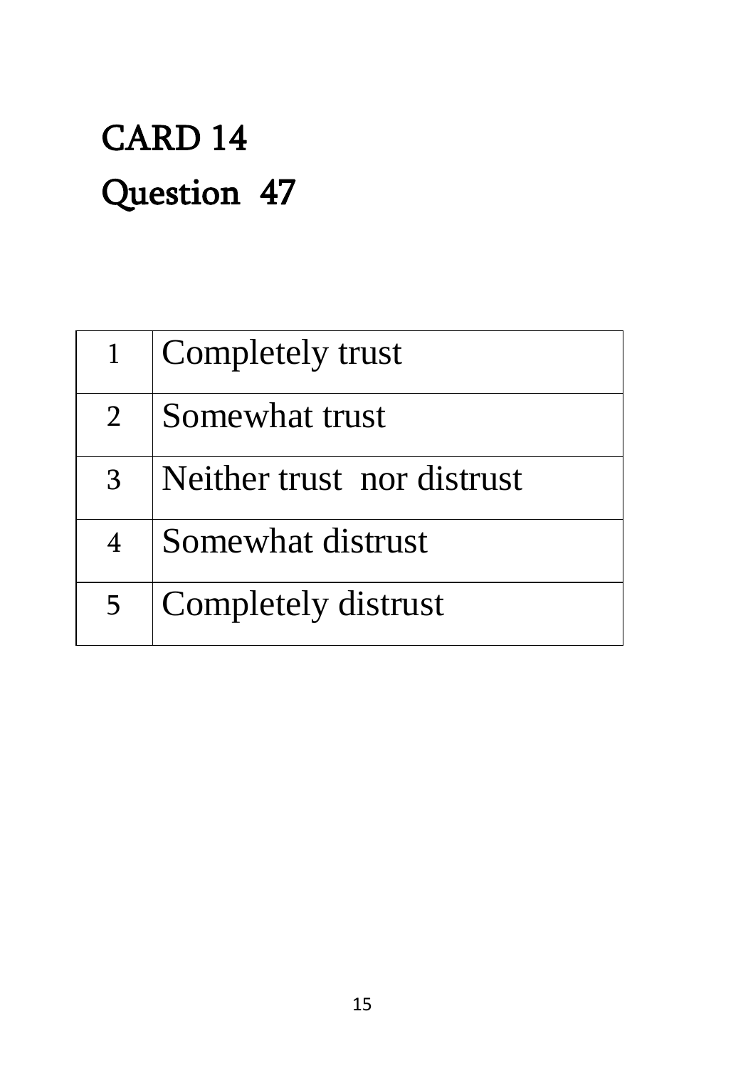# CARD 14

# Question 47

| | |
|---|---|
| 1 | Completely trust |
| 2 | Somewhat trust |
| 3 | Neither trust nor distrust |
| 4 | Somewhat distrust |
| 5 | Completely distrust |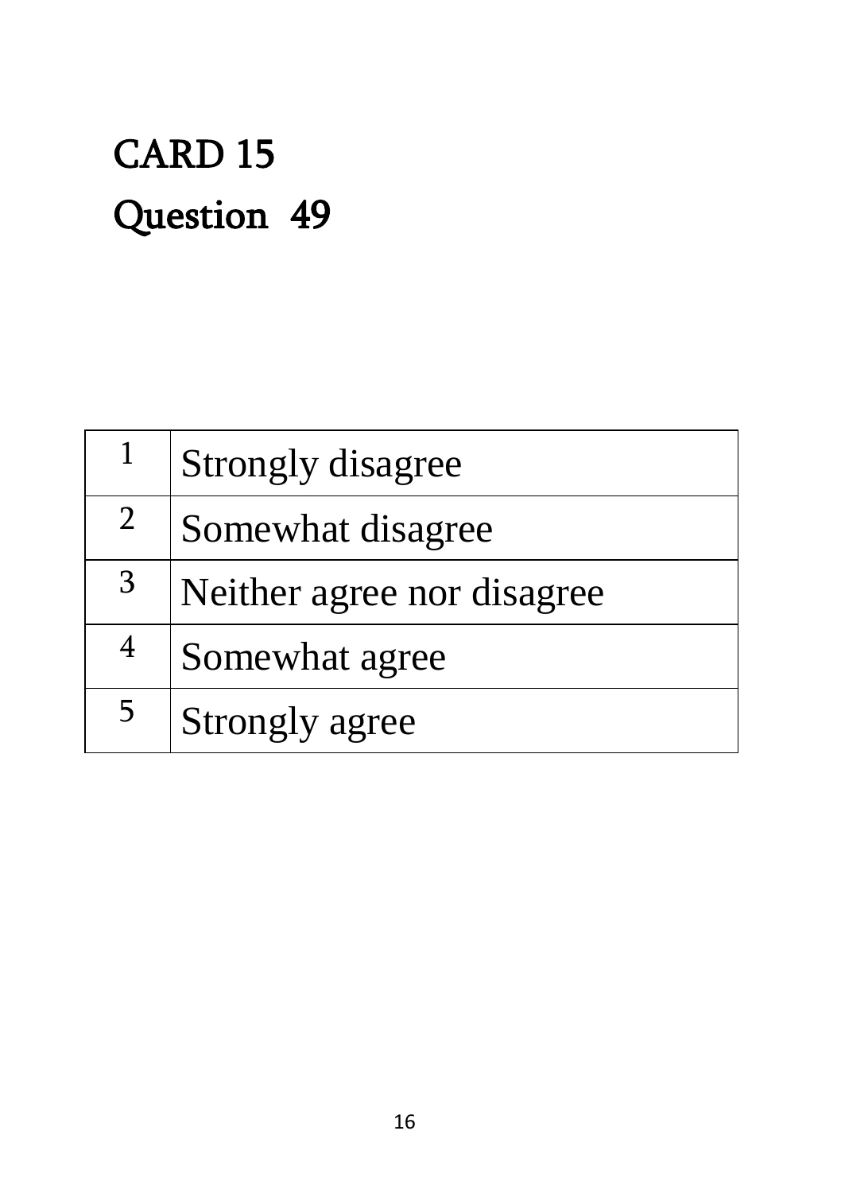# CARD 15

# Question 49

| 1 | Strongly disagree |
|---|---|
| 2 | Somewhat disagree |
| 3 | Neither agree nor disagree |
| 4 | Somewhat agree |
| 5 | Strongly agree |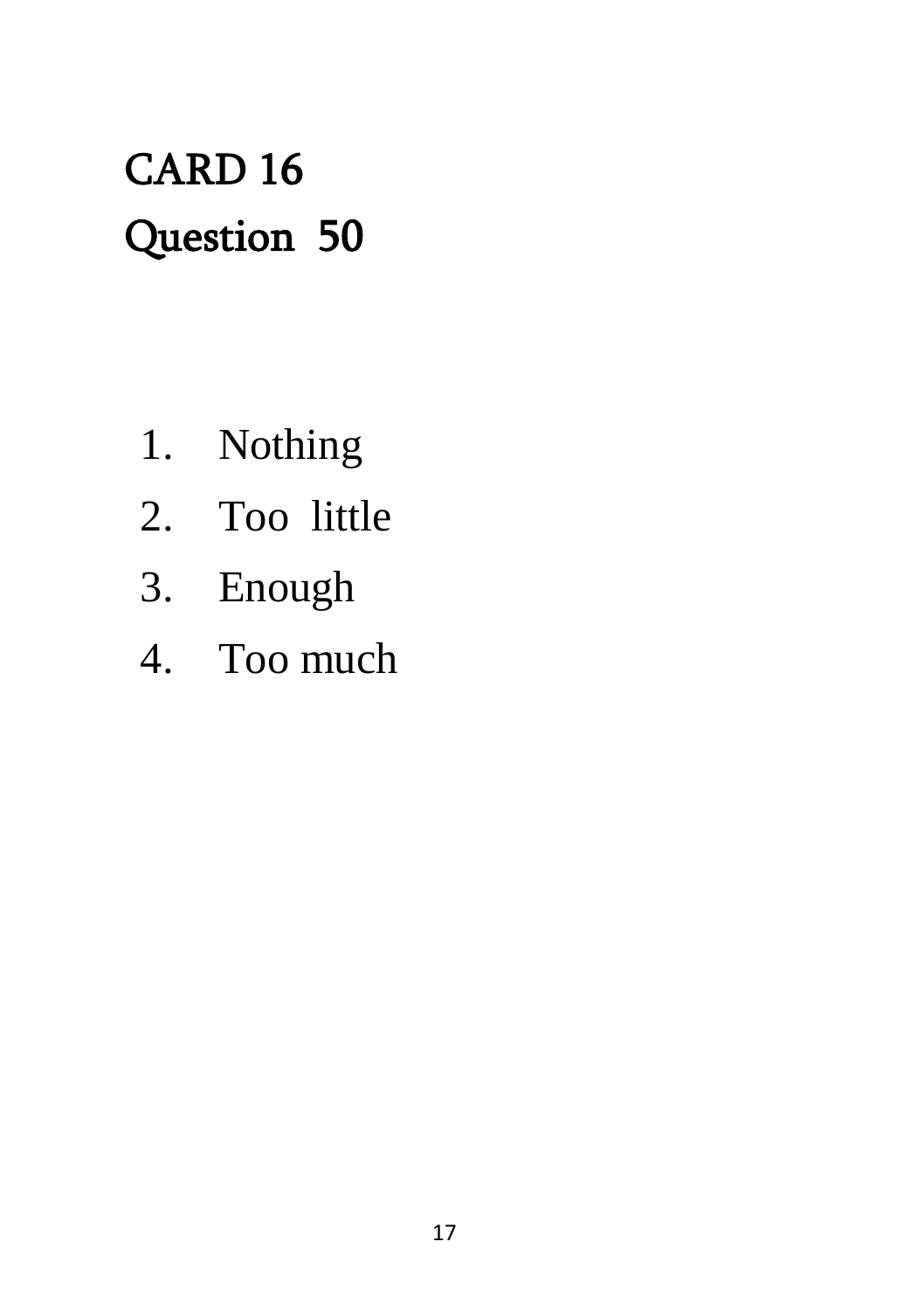# CARD 16
## Question 50

1. Nothing
2. Too little
3. Enough
4. Too much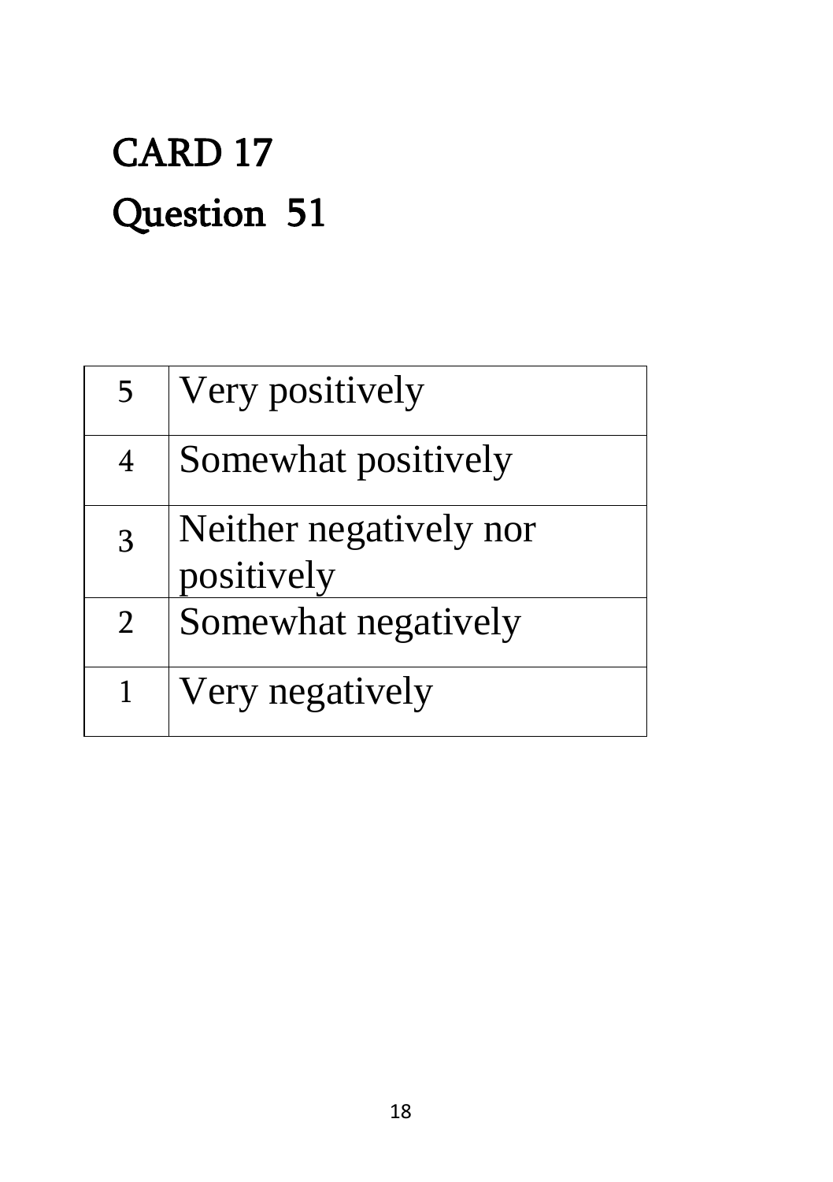# CARD 17

# Question 51

| | |
|---|---|
| 5 | Very positively |
| 4 | Somewhat positively |
| 3 | Neither negatively nor positively |
| 2 | Somewhat negatively |
| 1 | Very negatively |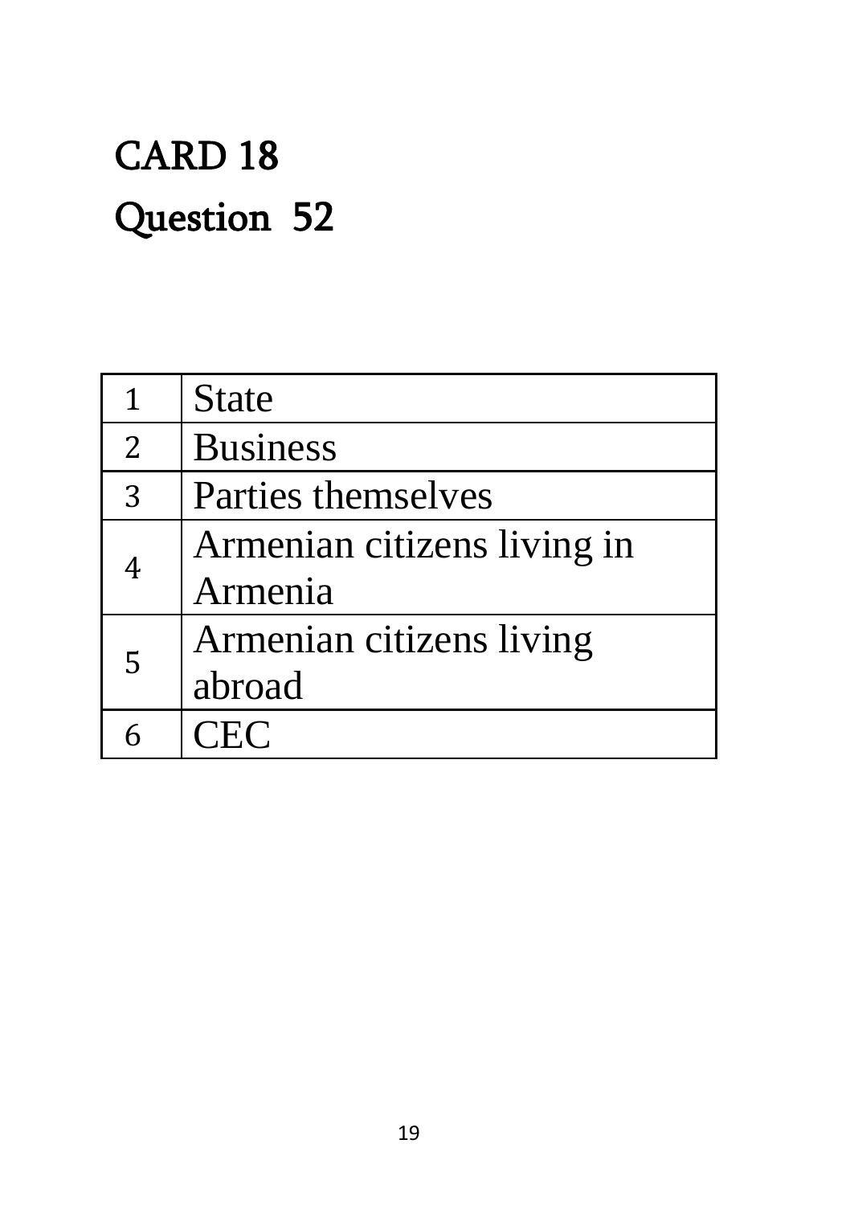# CARD 18

# Question 52

| | |
|---|---|
| 1 | State |
| 2 | Business |
| 3 | Parties themselves |
| 4 | Armenian citizens living in Armenia |
| 5 | Armenian citizens living abroad |
| 6 | CEC |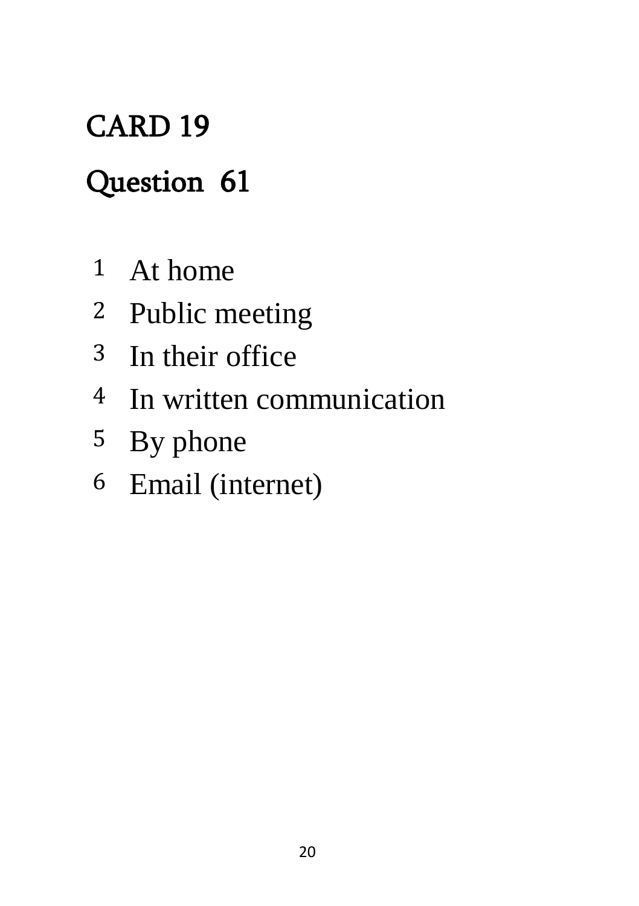# CARD 19

## Question 61

1. At home
2. Public meeting
3. In their office
4. In written communication
5. By phone
6. Email (internet)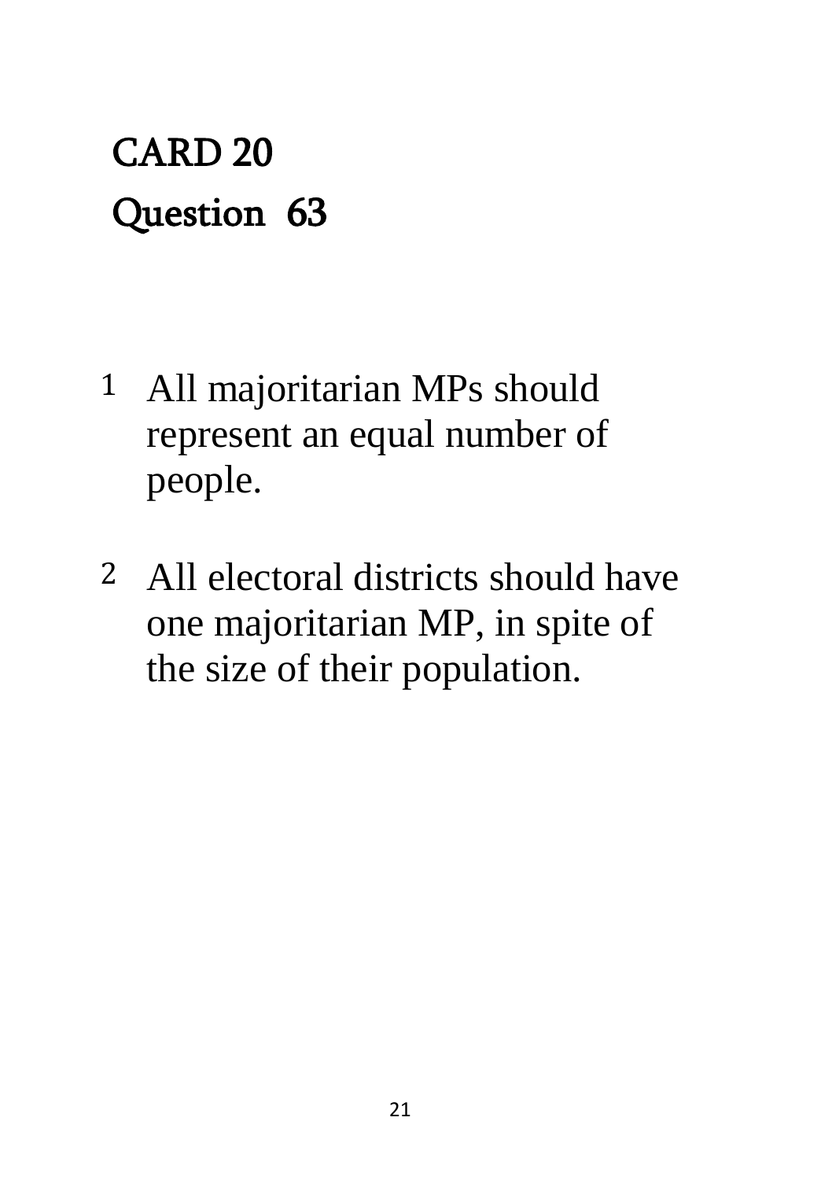**CARD 20**

**Question 63**

1. All majoritarian MPs should represent an equal number of people.

2. All electoral districts should have one majoritarian MP, in spite of the size of their population.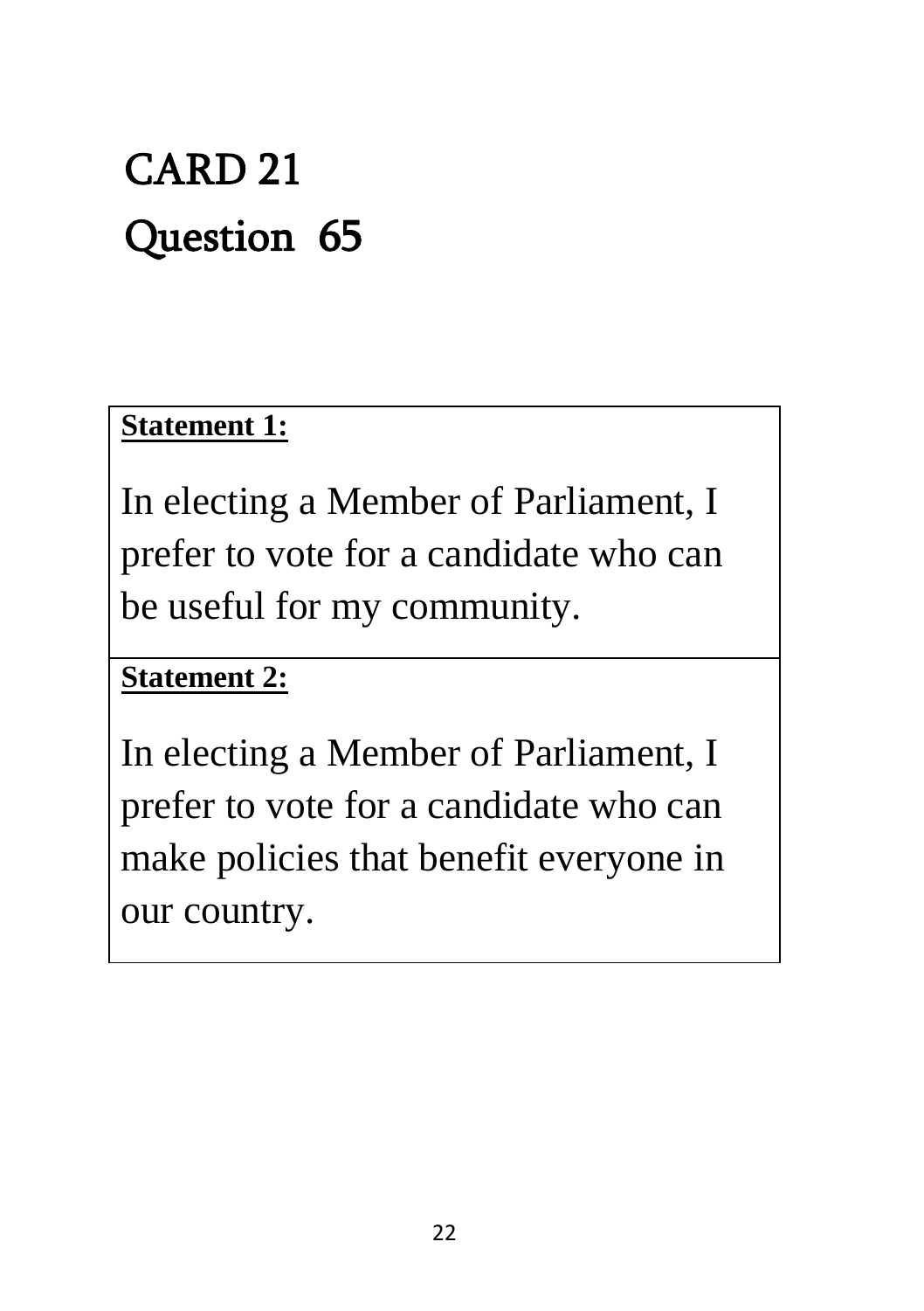# CARD 21

# Question 65

| **Statement 1:** |
| --- |
| In electing a Member of Parliament, I prefer to vote for a candidate who can be useful for my community. |
| **Statement 2:** |
| In electing a Member of Parliament, I prefer to vote for a candidate who can make policies that benefit everyone in our country. |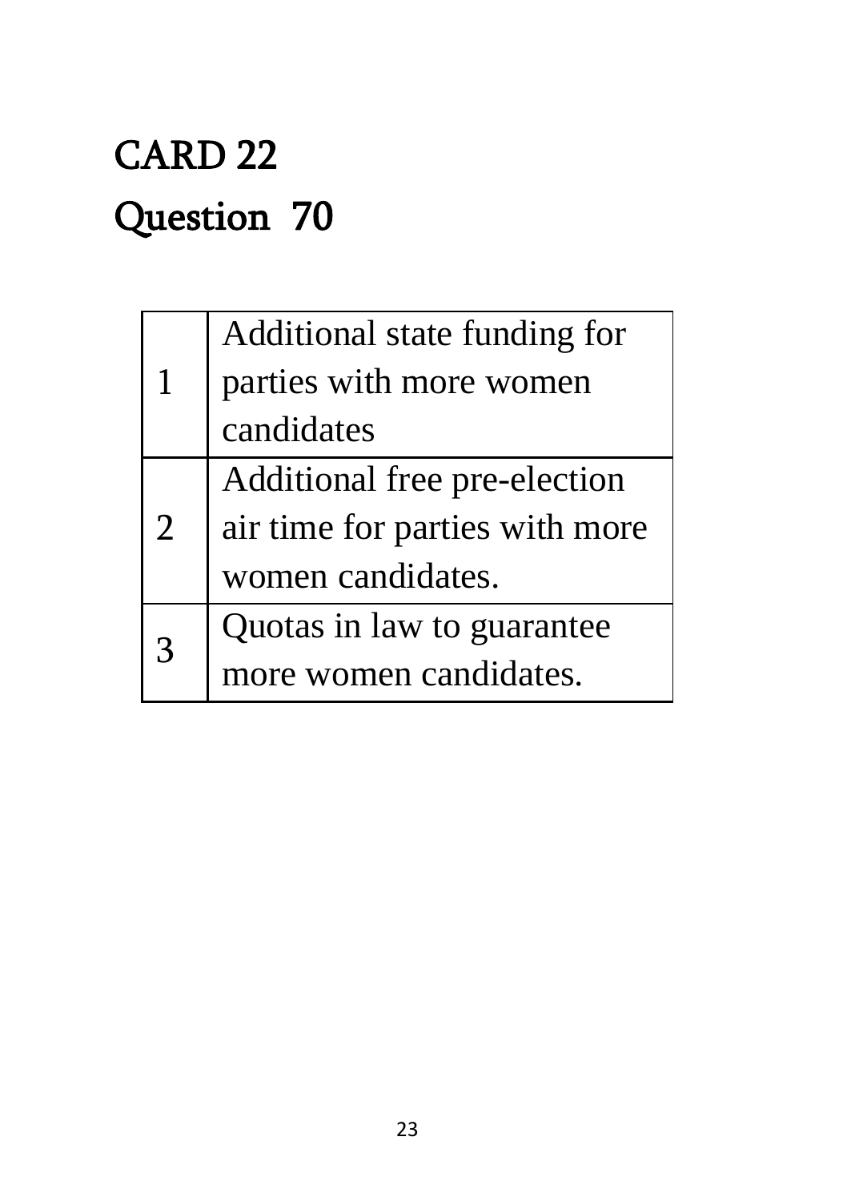# CARD 22

# Question 70

| | |
|---|---|
| 1 | Additional state funding for parties with more women candidates |
| 2 | Additional free pre-election air time for parties with more women candidates. |
| 3 | Quotas in law to guarantee more women candidates. |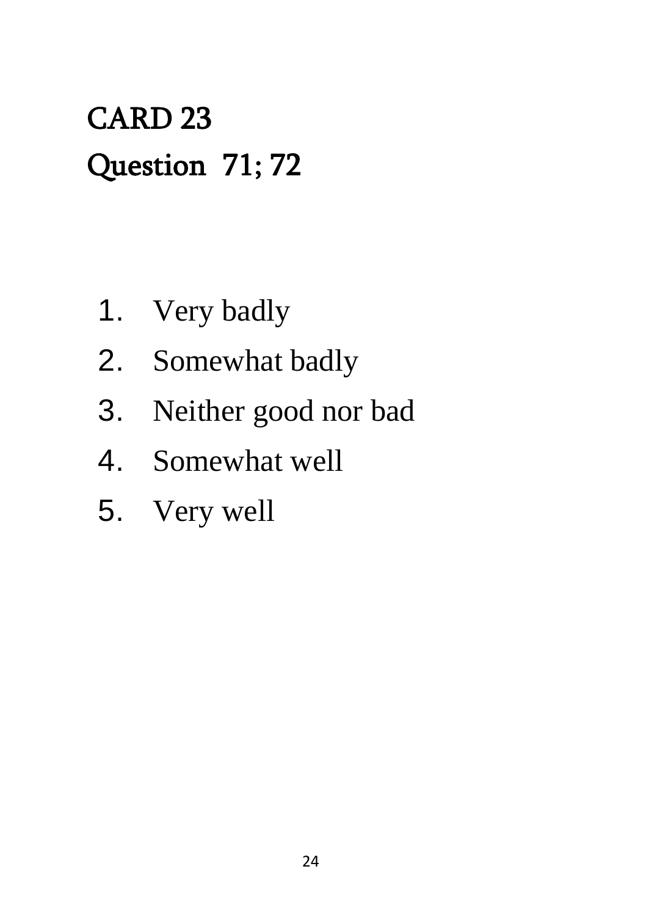# CARD 23
# Question 71; 72

1. Very badly
2. Somewhat badly
3. Neither good nor bad
4. Somewhat well
5. Very well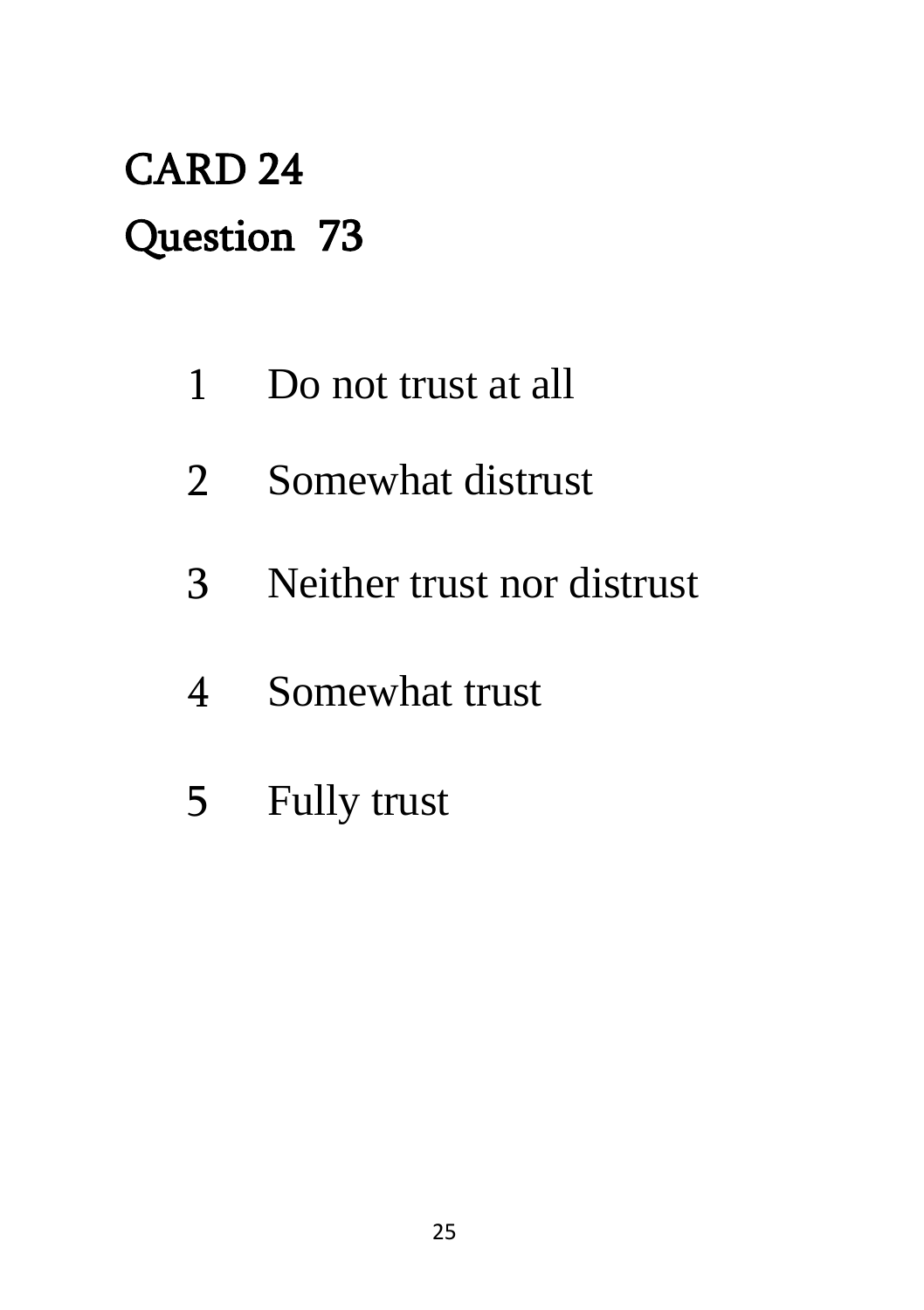**CARD 24**

**Question 73**

1 Do not trust at all

2 Somewhat distrust

3 Neither trust nor distrust

4 Somewhat trust

5 Fully trust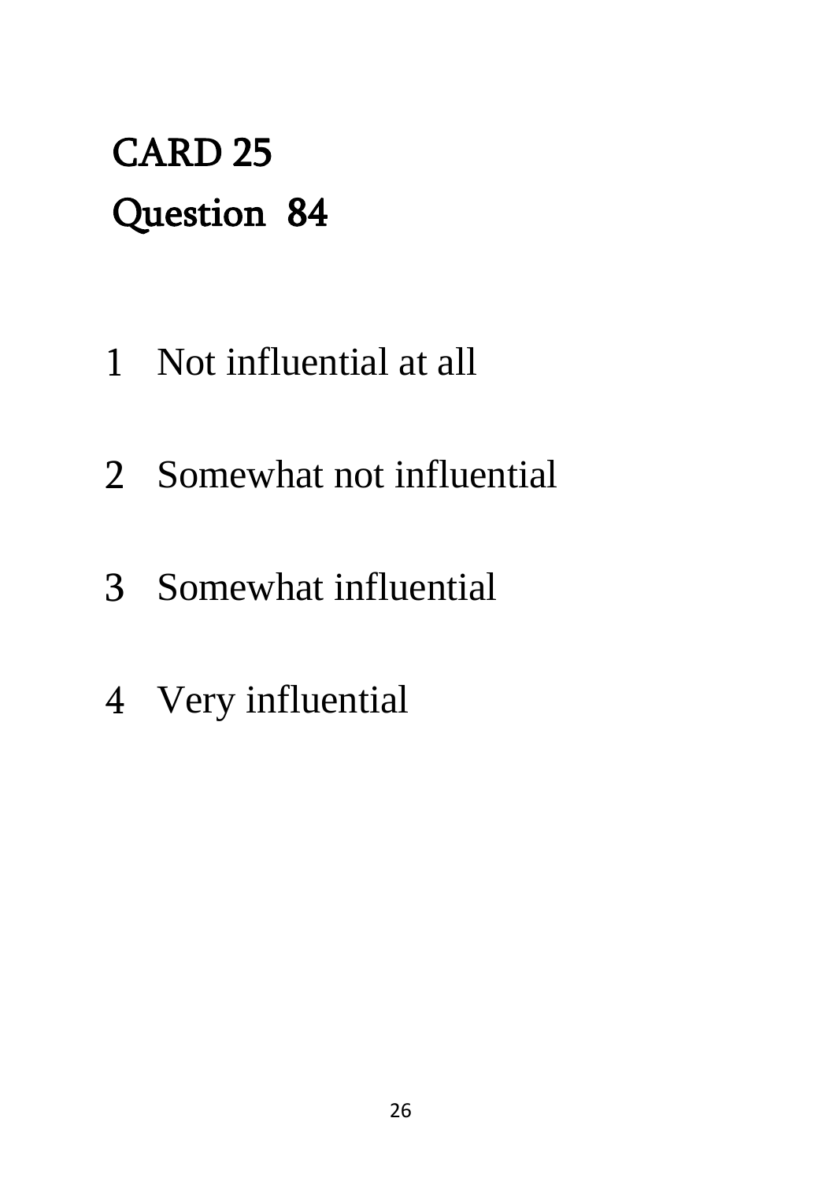# CARD 25

# Question 84

1 Not influential at all

2 Somewhat not influential

3 Somewhat influential

4 Very influential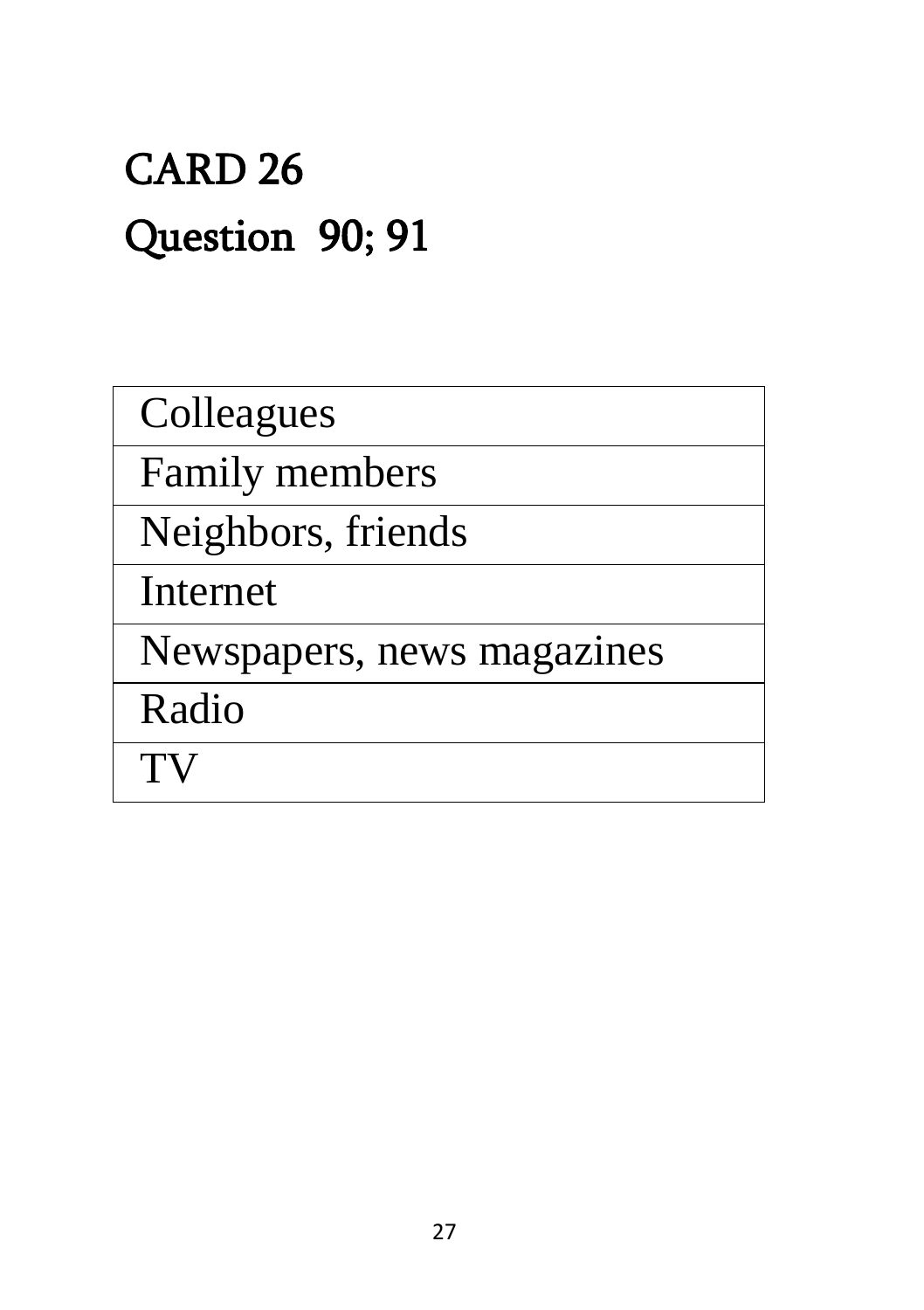# CARD 26

## Question 90; 91

| Colleagues |
|---|
| Family members |
| Neighbors, friends |
| Internet |
| Newspapers, news magazines |
| Radio |
| TV |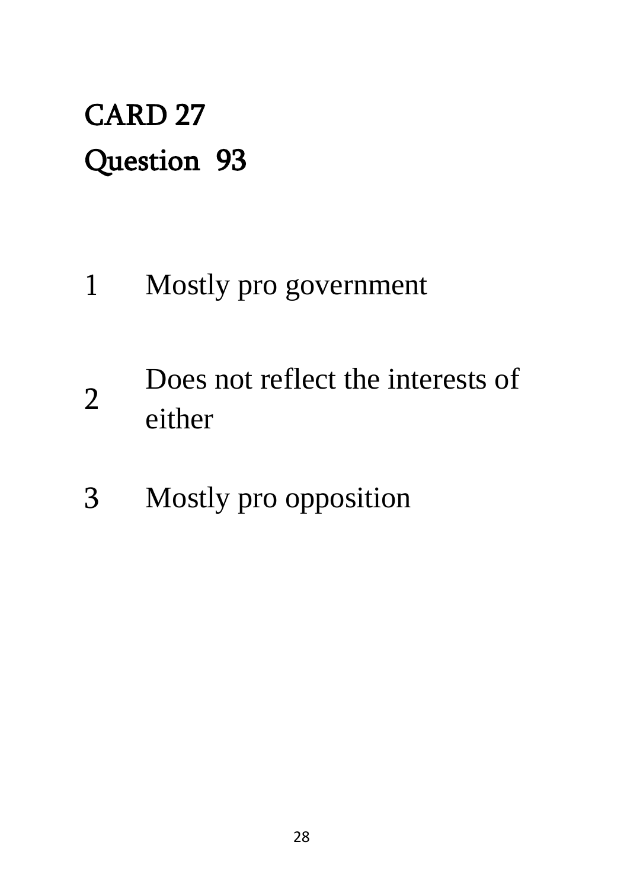**CARD 27**

**Question 93**

| | |
|---|---|
| 1 | Mostly pro government |
| 2 | Does not reflect the interests of either |
| 3 | Mostly pro opposition |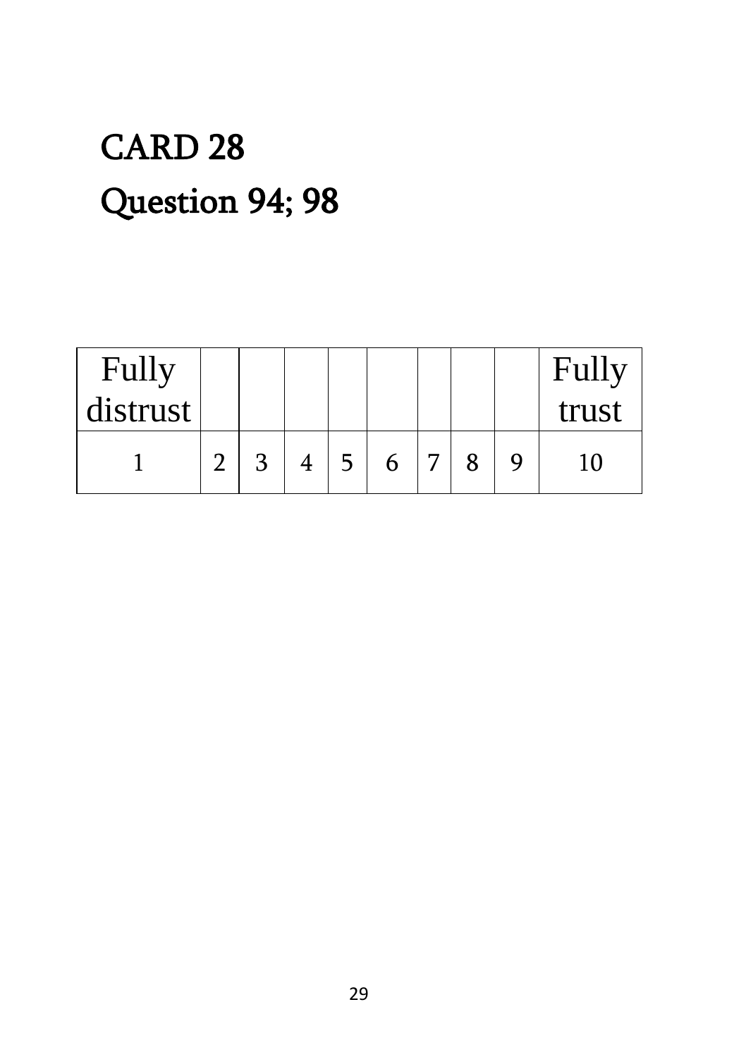# CARD 28

# Question 94; 98

| Fully distrust | | | | | | | | | Fully trust |
|---|---|---|---|---|---|---|---|---|---|
| 1 | 2 | 3 | 4 | 5 | 6 | 7 | 8 | 9 | 10 |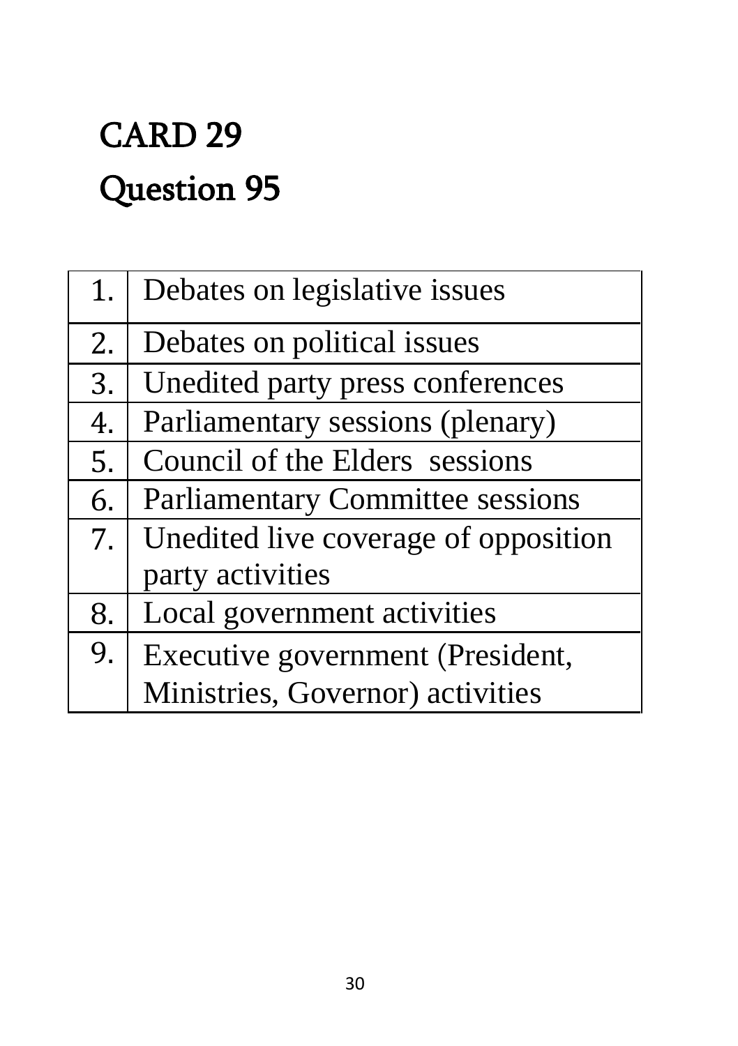# CARD 29

## Question 95

| | |
|---|---|
| 1. | Debates on legislative issues |
| 2. | Debates on political issues |
| 3. | Unedited party press conferences |
| 4. | Parliamentary sessions (plenary) |
| 5. | Council of the Elders sessions |
| 6. | Parliamentary Committee sessions |
| 7. | Unedited live coverage of opposition party activities |
| 8. | Local government activities |
| 9. | Executive government (President, Ministries, Governor) activities |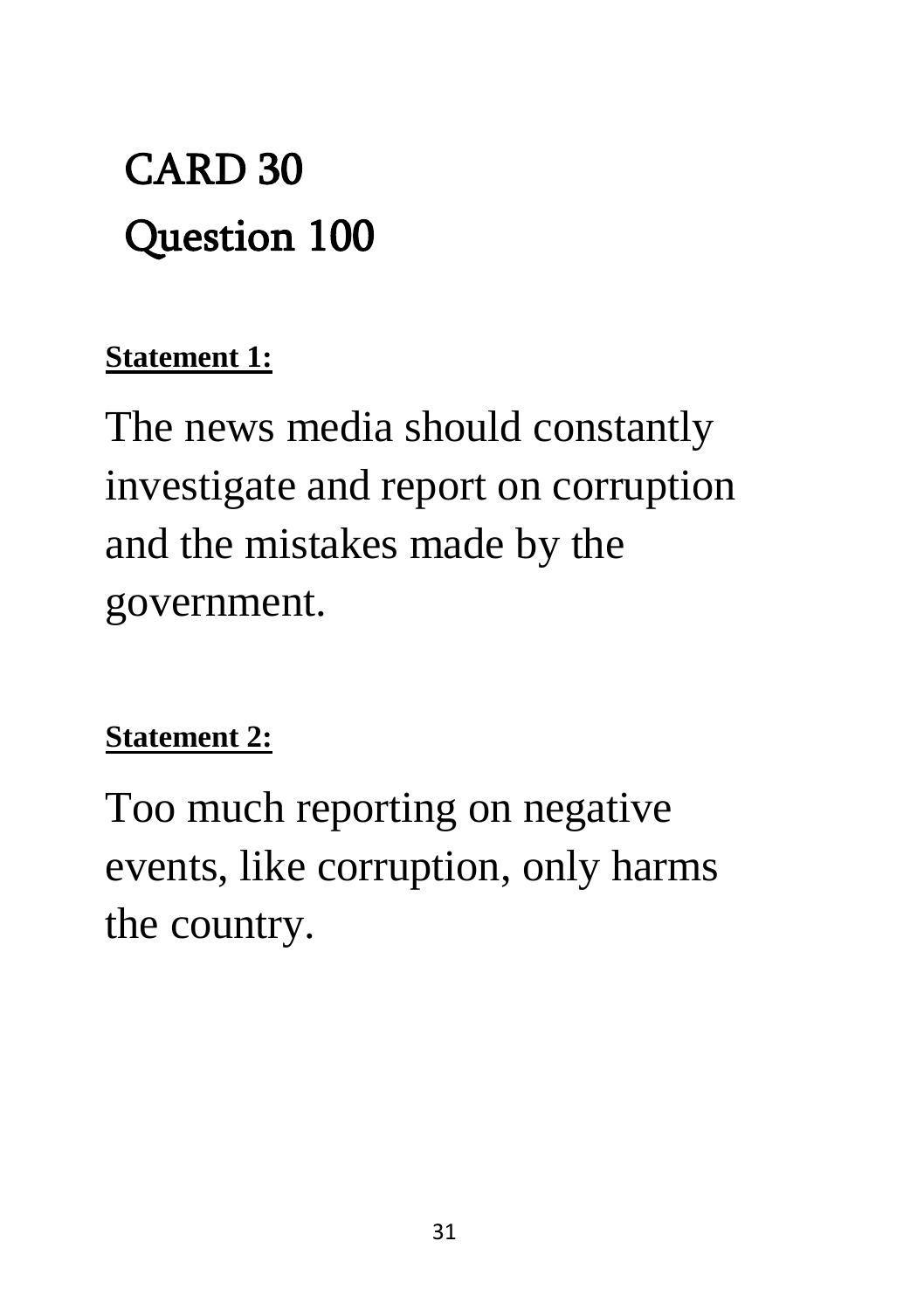# CARD 30
# Question 100

**Statement 1:**

The news media should constantly investigate and report on corruption and the mistakes made by the government.

**Statement 2:**

Too much reporting on negative events, like corruption, only harms the country.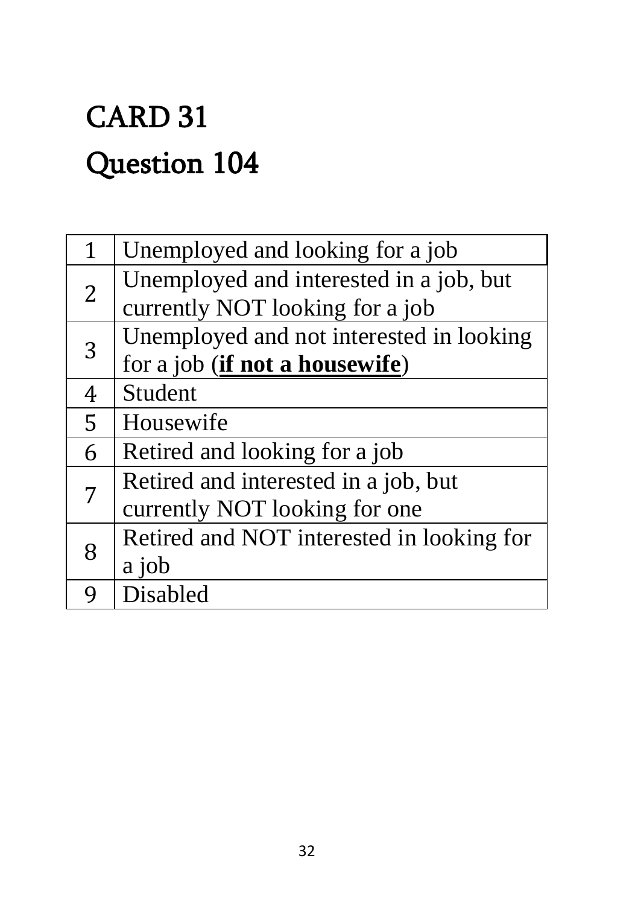# CARD 31

# Question 104

| | |
|---|---|
| 1 | Unemployed and looking for a job |
| 2 | Unemployed and interested in a job, but currently NOT looking for a job |
| 3 | Unemployed and not interested in looking for a job (**<u>if not a housewife</u>**) |
| 4 | Student |
| 5 | Housewife |
| 6 | Retired and looking for a job |
| 7 | Retired and interested in a job, but currently NOT looking for one |
| 8 | Retired and NOT interested in looking for a job |
| 9 | Disabled |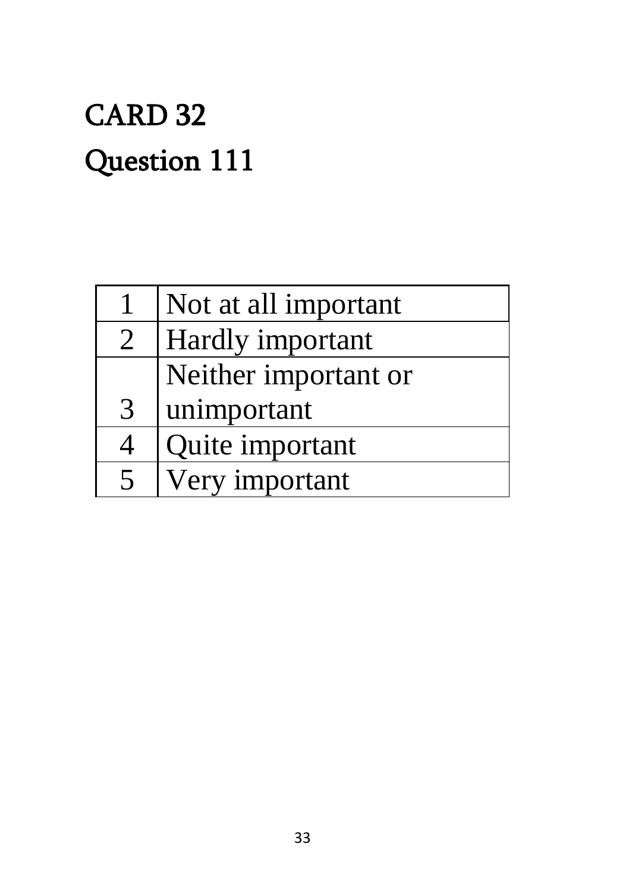# CARD 32

# Question 111

| | |
|---|---|
| 1 | Not at all important |
| 2 | Hardly important |
| 3 | Neither important or unimportant |
| 4 | Quite important |
| 5 | Very important |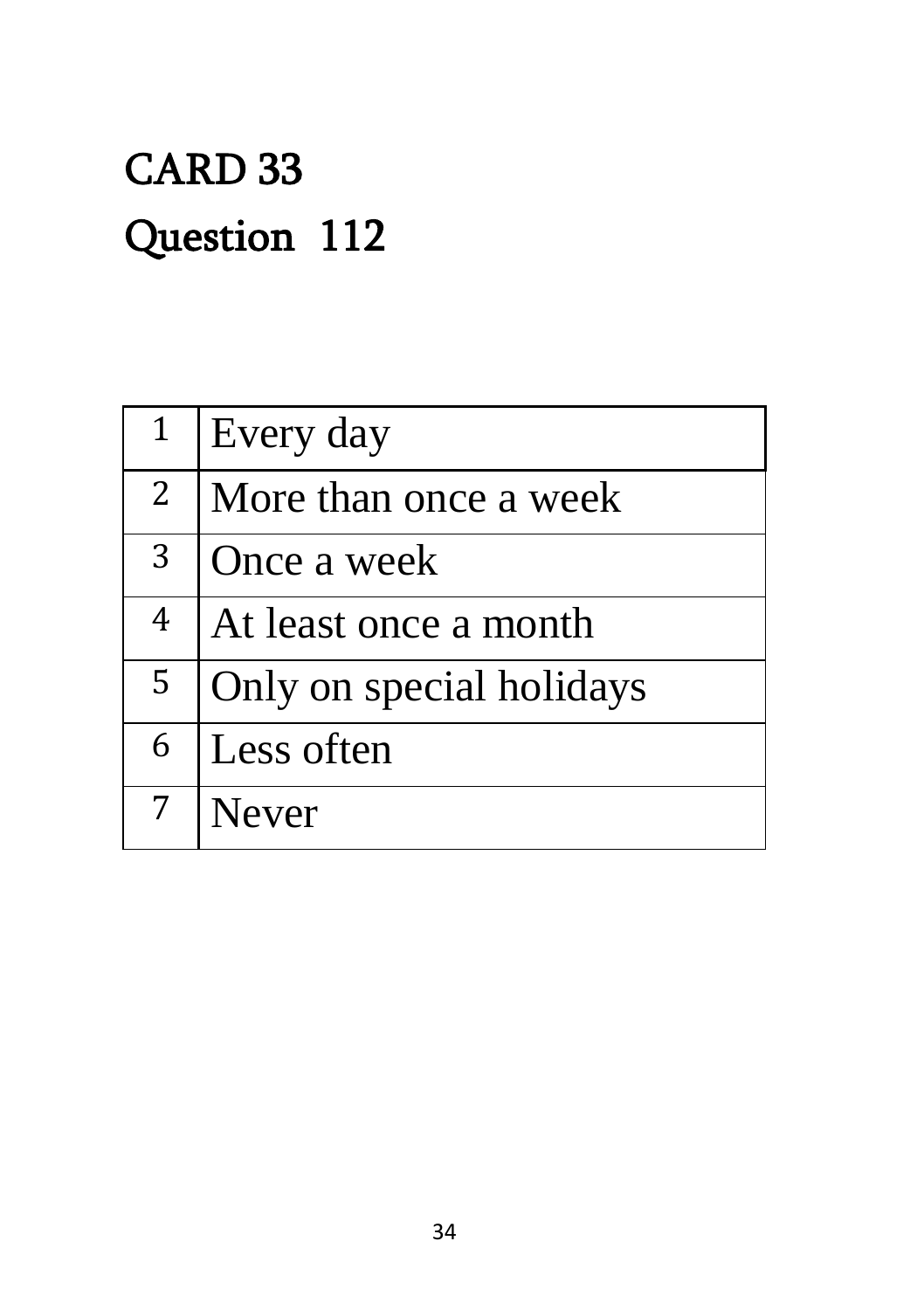# CARD 33

# Question 112

| | |
|---|---|
| 1 | Every day |
| 2 | More than once a week |
| 3 | Once a week |
| 4 | At least once a month |
| 5 | Only on special holidays |
| 6 | Less often |
| 7 | Never |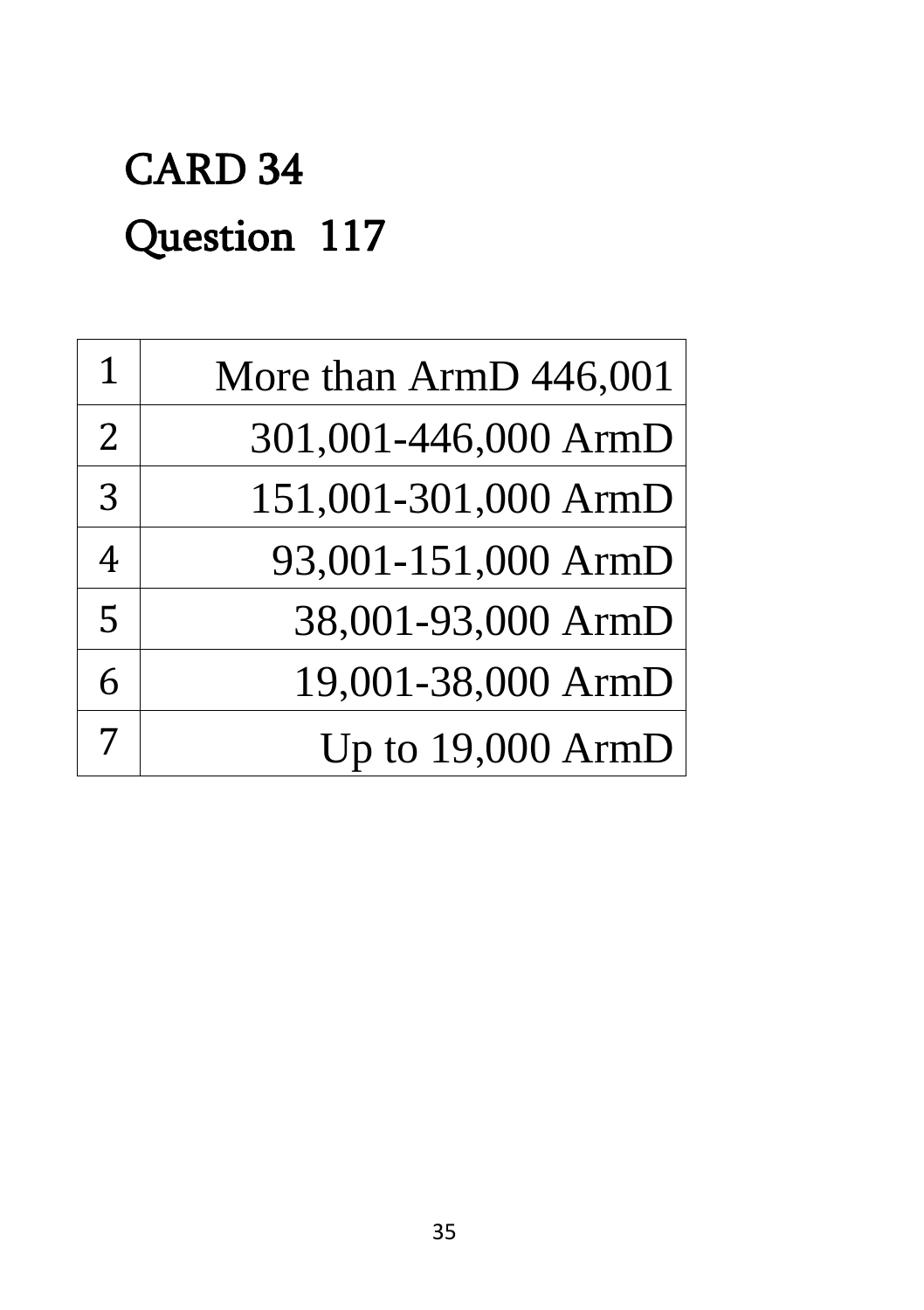# CARD 34

## Question 117

| | |
|---|---|
| 1 | More than ArmD 446,001 |
| 2 | 301,001-446,000 ArmD |
| 3 | 151,001-301,000 ArmD |
| 4 | 93,001-151,000 ArmD |
| 5 | 38,001-93,000 ArmD |
| 6 | 19,001-38,000 ArmD |
| 7 | Up to 19,000 ArmD |